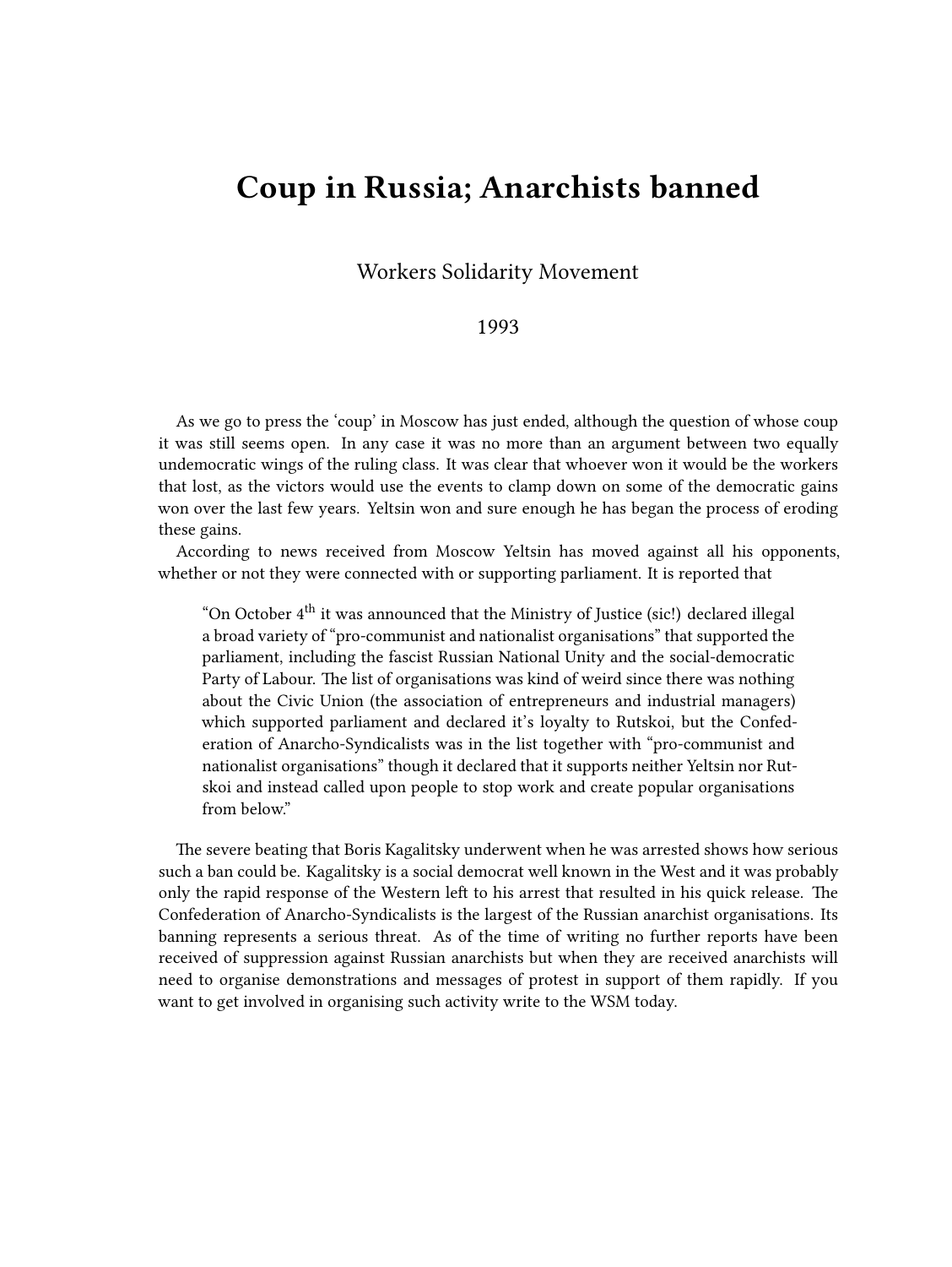# Coup in Russia; Anarchists banned

Workers Solidarity Movement

1993

As we go to press the 'coup' in Moscow has just ended, although the question of whose coup it was still seems open. In any case it was no more than an argument between two equally undemocratic wings of the ruling class. It was clear that whoever won it would be the workers that lost, as the victors would use the events to clamp down on some of the democratic gains won over the last few years. Yeltsin won and sure enough he has began the process of eroding these gains.

According to news received from Moscow Yeltsin has moved against all his opponents, whether or not they were connected with or supporting parliament. It is reported that

> "On October 4th it was announced that the Ministry of Justice (sic!) declared illegal a broad variety of "pro-communist and nationalist organisations" that supported the parliament, including the fascist Russian National Unity and the social-democratic Party of Labour. The list of organisations was kind of weird since there was nothing about the Civic Union (the association of entrepreneurs and industrial managers) which supported parliament and declared it's loyalty to Rutskoi, but the Confederation of Anarcho-Syndicalists was in the list together with "pro-communist and nationalist organisations" though it declared that it supports neither Yeltsin nor Rutskoi and instead called upon people to stop work and create popular organisations from below."

The severe beating that Boris Kagalitsky underwent when he was arrested shows how serious such a ban could be. Kagalitsky is a social democrat well known in the West and it was probably only the rapid response of the Western left to his arrest that resulted in his quick release. The Confederation of Anarcho-Syndicalists is the largest of the Russian anarchist organisations. Its banning represents a serious threat. As of the time of writing no further reports have been received of suppression against Russian anarchists but when they are received anarchists will need to organise demonstrations and messages of protest in support of them rapidly. If you want to get involved in organising such activity write to the WSM today.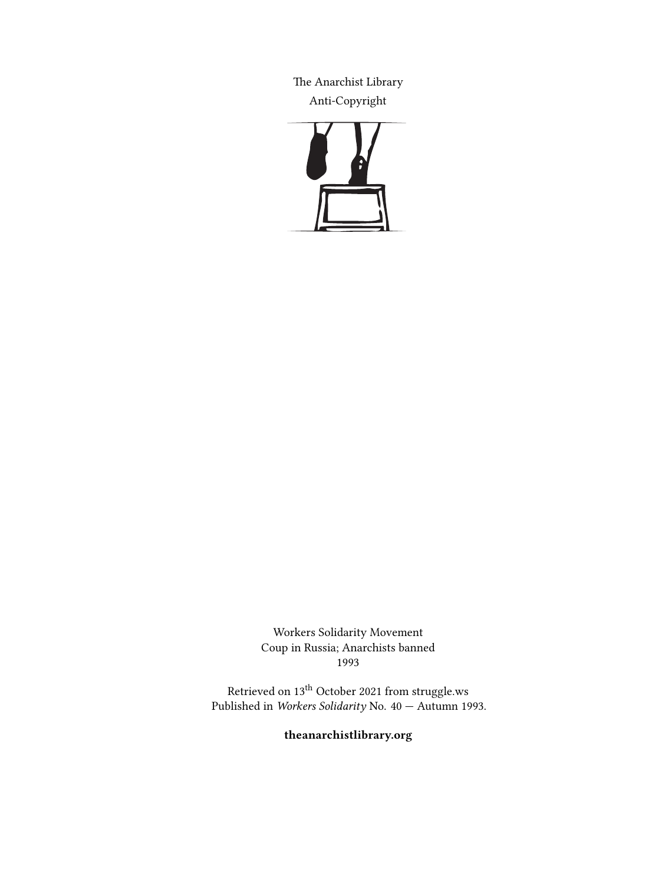The Anarchist Library
Anti-Copyright

Workers Solidarity Movement
Coup in Russia; Anarchists banned
1993

Retrieved on 13th October 2021 from struggle.ws
Published in *Workers Solidarity* No. 40 — Autumn 1993.

**theanarchistlibrary.org**